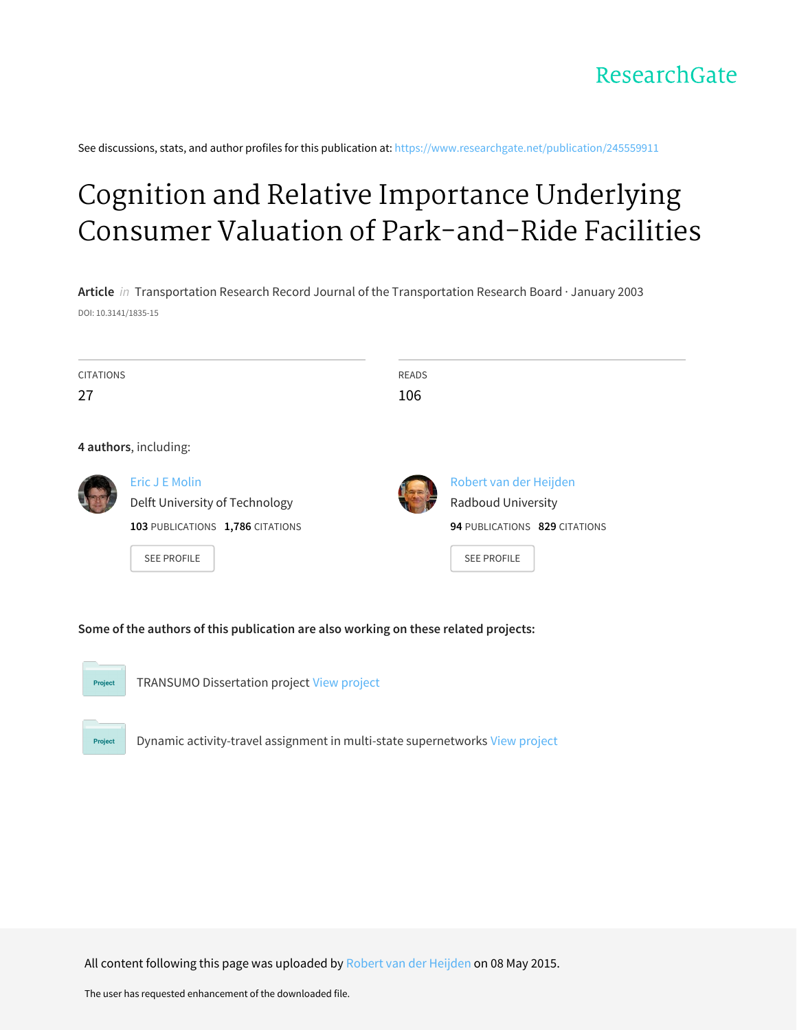ResearchGate

See discussions, stats, and author profiles for this publication at: https://www.researchgate.net/publication/245559911

# Cognition and Relative Importance Underlying Consumer Valuation of Park-and-Ride Facilities

**Article** *in* Transportation Research Record Journal of the Transportation Research Board · January 2003

DOI: 10.3141/1835-15

| CITATIONS | READS |
| --- | --- |
| 27 | 106 |

**4 authors**, including:

Eric J E Molin
Delft University of Technology
**103** PUBLICATIONS **1,786** CITATIONS

SEE PROFILE

Robert van der Heijden
Radboud University
**94** PUBLICATIONS **829** CITATIONS

SEE PROFILE

**Some of the authors of this publication are also working on these related projects:**

Project: TRANSUMO Dissertation project View project

Project: Dynamic activity-travel assignment in multi-state supernetworks View project

All content following this page was uploaded by Robert van der Heijden on 08 May 2015.

The user has requested enhancement of the downloaded file.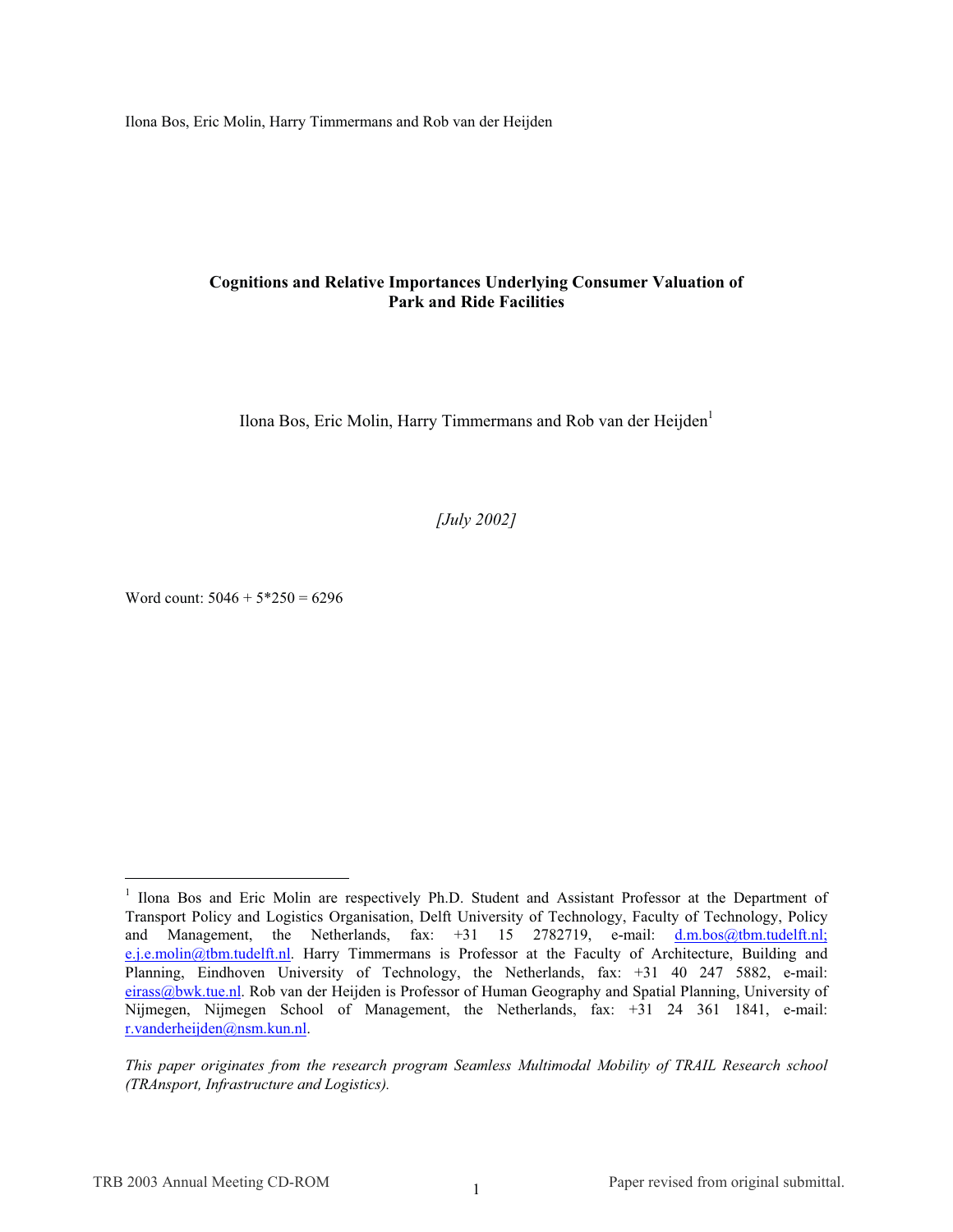Ilona Bos, Eric Molin, Harry Timmermans and Rob van der Heijden

**Cognitions and Relative Importances Underlying Consumer Valuation of Park and Ride Facilities**

Ilona Bos, Eric Molin, Harry Timmermans and Rob van der Heijden[1]

*[July 2002]*

Word count: 5046 + 5*250 = 6296

---

[1] Ilona Bos and Eric Molin are respectively Ph.D. Student and Assistant Professor at the Department of Transport Policy and Logistics Organisation, Delft University of Technology, Faculty of Technology, Policy and Management, the Netherlands, fax: +31 15 2782719, e-mail: d.m.bos@tbm.tudelft.nl; e.j.e.molin@tbm.tudelft.nl. Harry Timmermans is Professor at the Faculty of Architecture, Building and Planning, Eindhoven University of Technology, the Netherlands, fax: +31 40 247 5882, e-mail: eirass@bwk.tue.nl. Rob van der Heijden is Professor of Human Geography and Spatial Planning, University of Nijmegen, Nijmegen School of Management, the Netherlands, fax: +31 24 361 1841, e-mail: r.vanderheijden@nsm.kun.nl.

*This paper originates from the research program Seamless Multimodal Mobility of TRAIL Research school (TRAnsport, Infrastructure and Logistics).*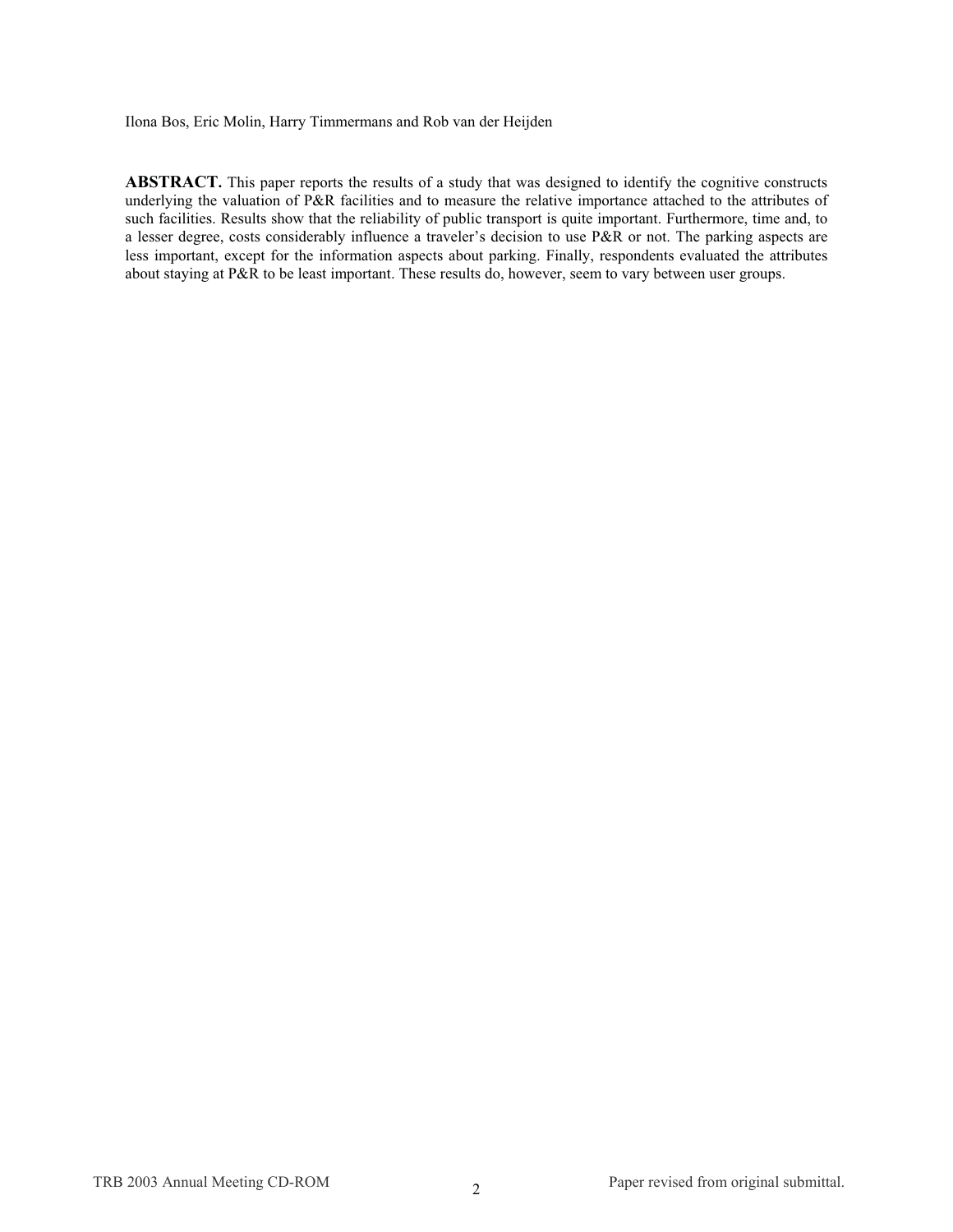Ilona Bos, Eric Molin, Harry Timmermans and Rob van der Heijden

**ABSTRACT.** This paper reports the results of a study that was designed to identify the cognitive constructs underlying the valuation of P&R facilities and to measure the relative importance attached to the attributes of such facilities. Results show that the reliability of public transport is quite important. Furthermore, time and, to a lesser degree, costs considerably influence a traveler's decision to use P&R or not. The parking aspects are less important, except for the information aspects about parking. Finally, respondents evaluated the attributes about staying at P&R to be least important. These results do, however, seem to vary between user groups.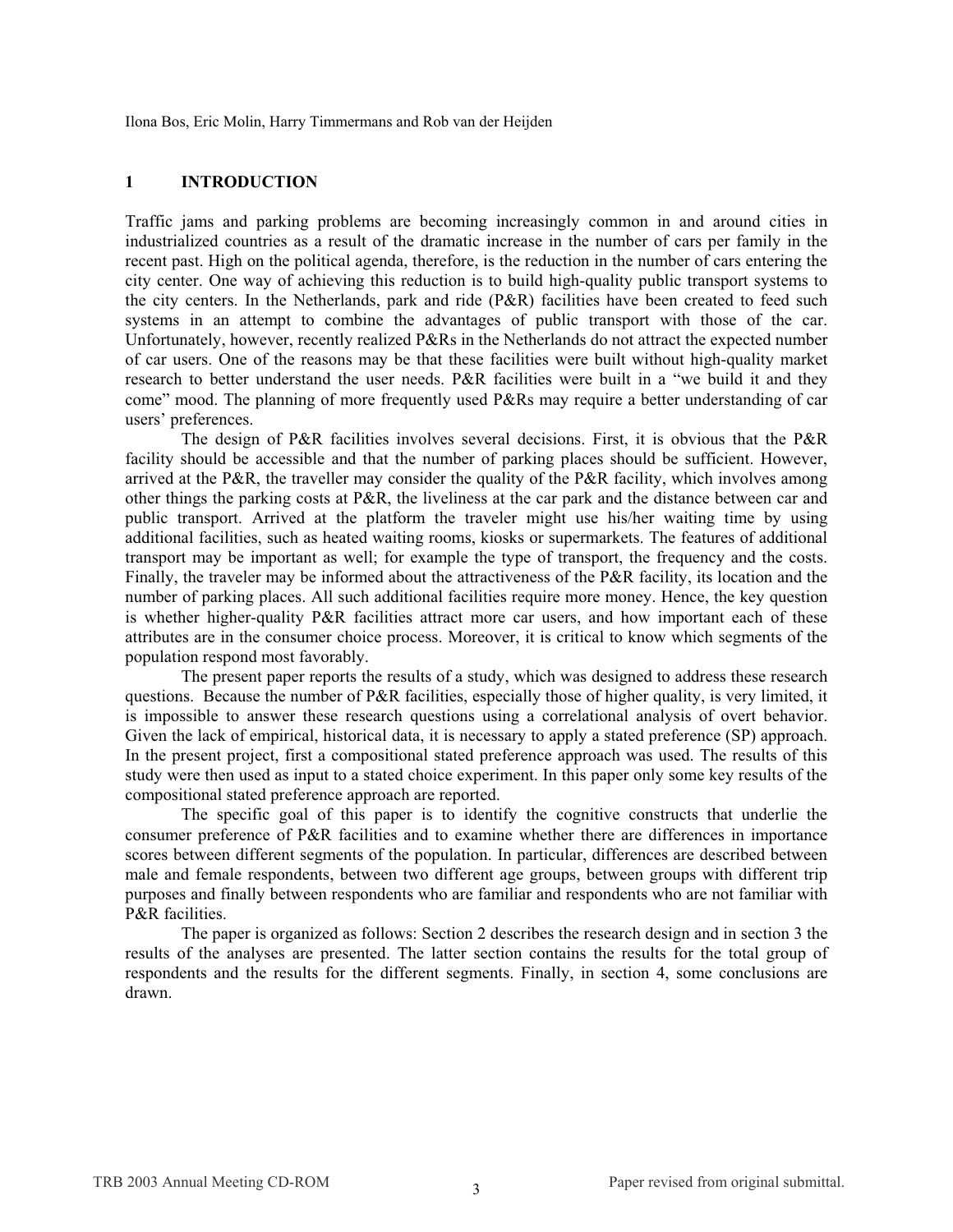Ilona Bos, Eric Molin, Harry Timmermans and Rob van der Heijden

## 1 INTRODUCTION

Traffic jams and parking problems are becoming increasingly common in and around cities in industrialized countries as a result of the dramatic increase in the number of cars per family in the recent past. High on the political agenda, therefore, is the reduction in the number of cars entering the city center. One way of achieving this reduction is to build high-quality public transport systems to the city centers. In the Netherlands, park and ride (P&R) facilities have been created to feed such systems in an attempt to combine the advantages of public transport with those of the car. Unfortunately, however, recently realized P&Rs in the Netherlands do not attract the expected number of car users. One of the reasons may be that these facilities were built without high-quality market research to better understand the user needs. P&R facilities were built in a "we build it and they come" mood. The planning of more frequently used P&Rs may require a better understanding of car users' preferences.

The design of P&R facilities involves several decisions. First, it is obvious that the P&R facility should be accessible and that the number of parking places should be sufficient. However, arrived at the P&R, the traveller may consider the quality of the P&R facility, which involves among other things the parking costs at P&R, the liveliness at the car park and the distance between car and public transport. Arrived at the platform the traveler might use his/her waiting time by using additional facilities, such as heated waiting rooms, kiosks or supermarkets. The features of additional transport may be important as well; for example the type of transport, the frequency and the costs. Finally, the traveler may be informed about the attractiveness of the P&R facility, its location and the number of parking places. All such additional facilities require more money. Hence, the key question is whether higher-quality P&R facilities attract more car users, and how important each of these attributes are in the consumer choice process. Moreover, it is critical to know which segments of the population respond most favorably.

The present paper reports the results of a study, which was designed to address these research questions. Because the number of P&R facilities, especially those of higher quality, is very limited, it is impossible to answer these research questions using a correlational analysis of overt behavior. Given the lack of empirical, historical data, it is necessary to apply a stated preference (SP) approach. In the present project, first a compositional stated preference approach was used. The results of this study were then used as input to a stated choice experiment. In this paper only some key results of the compositional stated preference approach are reported.

The specific goal of this paper is to identify the cognitive constructs that underlie the consumer preference of P&R facilities and to examine whether there are differences in importance scores between different segments of the population. In particular, differences are described between male and female respondents, between two different age groups, between groups with different trip purposes and finally between respondents who are familiar and respondents who are not familiar with P&R facilities.

The paper is organized as follows: Section 2 describes the research design and in section 3 the results of the analyses are presented. The latter section contains the results for the total group of respondents and the results for the different segments. Finally, in section 4, some conclusions are drawn.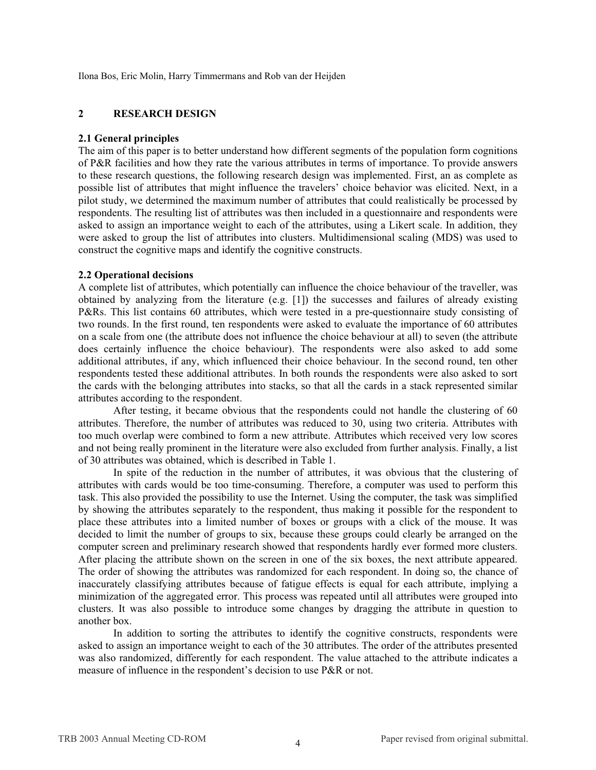## 2 RESEARCH DESIGN

### 2.1 General principles

The aim of this paper is to better understand how different segments of the population form cognitions of P&R facilities and how they rate the various attributes in terms of importance. To provide answers to these research questions, the following research design was implemented. First, an as complete as possible list of attributes that might influence the travelers' choice behavior was elicited. Next, in a pilot study, we determined the maximum number of attributes that could realistically be processed by respondents. The resulting list of attributes was then included in a questionnaire and respondents were asked to assign an importance weight to each of the attributes, using a Likert scale. In addition, they were asked to group the list of attributes into clusters. Multidimensional scaling (MDS) was used to construct the cognitive maps and identify the cognitive constructs.

### 2.2 Operational decisions

A complete list of attributes, which potentially can influence the choice behaviour of the traveller, was obtained by analyzing from the literature (e.g. [1]) the successes and failures of already existing P&Rs. This list contains 60 attributes, which were tested in a pre-questionnaire study consisting of two rounds. In the first round, ten respondents were asked to evaluate the importance of 60 attributes on a scale from one (the attribute does not influence the choice behaviour at all) to seven (the attribute does certainly influence the choice behaviour). The respondents were also asked to add some additional attributes, if any, which influenced their choice behaviour. In the second round, ten other respondents tested these additional attributes. In both rounds the respondents were also asked to sort the cards with the belonging attributes into stacks, so that all the cards in a stack represented similar attributes according to the respondent.

After testing, it became obvious that the respondents could not handle the clustering of 60 attributes. Therefore, the number of attributes was reduced to 30, using two criteria. Attributes with too much overlap were combined to form a new attribute. Attributes which received very low scores and not being really prominent in the literature were also excluded from further analysis. Finally, a list of 30 attributes was obtained, which is described in Table 1.

In spite of the reduction in the number of attributes, it was obvious that the clustering of attributes with cards would be too time-consuming. Therefore, a computer was used to perform this task. This also provided the possibility to use the Internet. Using the computer, the task was simplified by showing the attributes separately to the respondent, thus making it possible for the respondent to place these attributes into a limited number of boxes or groups with a click of the mouse. It was decided to limit the number of groups to six, because these groups could clearly be arranged on the computer screen and preliminary research showed that respondents hardly ever formed more clusters. After placing the attribute shown on the screen in one of the six boxes, the next attribute appeared. The order of showing the attributes was randomized for each respondent. In doing so, the chance of inaccurately classifying attributes because of fatigue effects is equal for each attribute, implying a minimization of the aggregated error. This process was repeated until all attributes were grouped into clusters. It was also possible to introduce some changes by dragging the attribute in question to another box.

In addition to sorting the attributes to identify the cognitive constructs, respondents were asked to assign an importance weight to each of the 30 attributes. The order of the attributes presented was also randomized, differently for each respondent. The value attached to the attribute indicates a measure of influence in the respondent's decision to use P&R or not.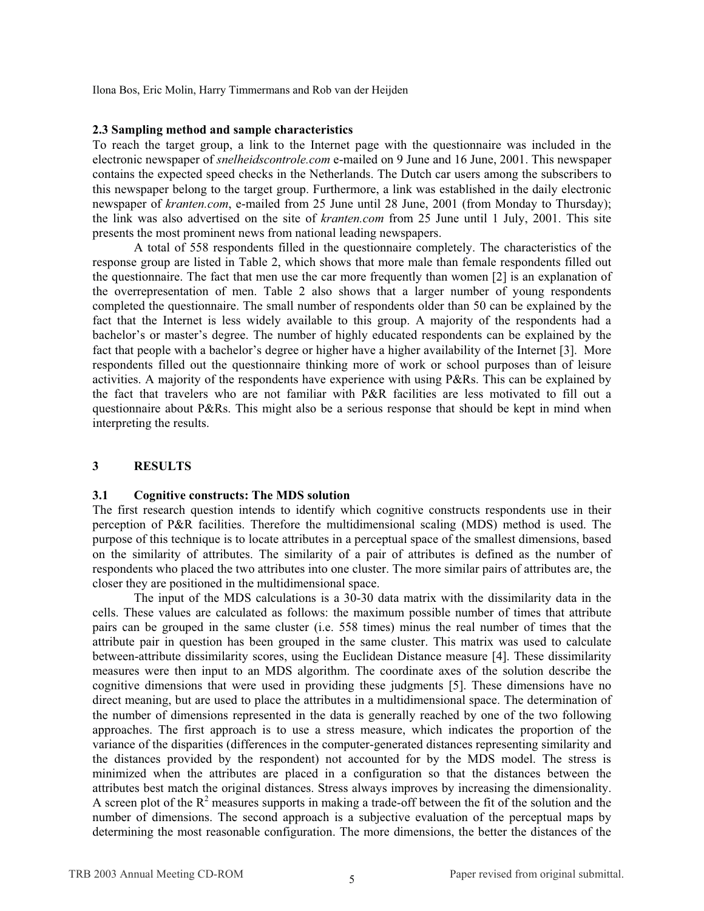### 2.3 Sampling method and sample characteristics

To reach the target group, a link to the Internet page with the questionnaire was included in the electronic newspaper of *snelheidscontrole.com* e-mailed on 9 June and 16 June, 2001. This newspaper contains the expected speed checks in the Netherlands. The Dutch car users among the subscribers to this newspaper belong to the target group. Furthermore, a link was established in the daily electronic newspaper of *kranten.com*, e-mailed from 25 June until 28 June, 2001 (from Monday to Thursday); the link was also advertised on the site of *kranten.com* from 25 June until 1 July, 2001. This site presents the most prominent news from national leading newspapers.

A total of 558 respondents filled in the questionnaire completely. The characteristics of the response group are listed in Table 2, which shows that more male than female respondents filled out the questionnaire. The fact that men use the car more frequently than women [2] is an explanation of the overrepresentation of men. Table 2 also shows that a larger number of young respondents completed the questionnaire. The small number of respondents older than 50 can be explained by the fact that the Internet is less widely available to this group. A majority of the respondents had a bachelor's or master's degree. The number of highly educated respondents can be explained by the fact that people with a bachelor's degree or higher have a higher availability of the Internet [3]. More respondents filled out the questionnaire thinking more of work or school purposes than of leisure activities. A majority of the respondents have experience with using P&Rs. This can be explained by the fact that travelers who are not familiar with P&R facilities are less motivated to fill out a questionnaire about P&Rs. This might also be a serious response that should be kept in mind when interpreting the results.

## 3 RESULTS

### 3.1 Cognitive constructs: The MDS solution

The first research question intends to identify which cognitive constructs respondents use in their perception of P&R facilities. Therefore the multidimensional scaling (MDS) method is used. The purpose of this technique is to locate attributes in a perceptual space of the smallest dimensions, based on the similarity of attributes. The similarity of a pair of attributes is defined as the number of respondents who placed the two attributes into one cluster. The more similar pairs of attributes are, the closer they are positioned in the multidimensional space.

The input of the MDS calculations is a 30-30 data matrix with the dissimilarity data in the cells. These values are calculated as follows: the maximum possible number of times that attribute pairs can be grouped in the same cluster (i.e. 558 times) minus the real number of times that the attribute pair in question has been grouped in the same cluster. This matrix was used to calculate between-attribute dissimilarity scores, using the Euclidean Distance measure [4]. These dissimilarity measures were then input to an MDS algorithm. The coordinate axes of the solution describe the cognitive dimensions that were used in providing these judgments [5]. These dimensions have no direct meaning, but are used to place the attributes in a multidimensional space. The determination of the number of dimensions represented in the data is generally reached by one of the two following approaches. The first approach is to use a stress measure, which indicates the proportion of the variance of the disparities (differences in the computer-generated distances representing similarity and the distances provided by the respondent) not accounted for by the MDS model. The stress is minimized when the attributes are placed in a configuration so that the distances between the attributes best match the original distances. Stress always improves by increasing the dimensionality. A screen plot of the $R^2$ measures supports in making a trade-off between the fit of the solution and the number of dimensions. The second approach is a subjective evaluation of the perceptual maps by determining the most reasonable configuration. The more dimensions, the better the distances of the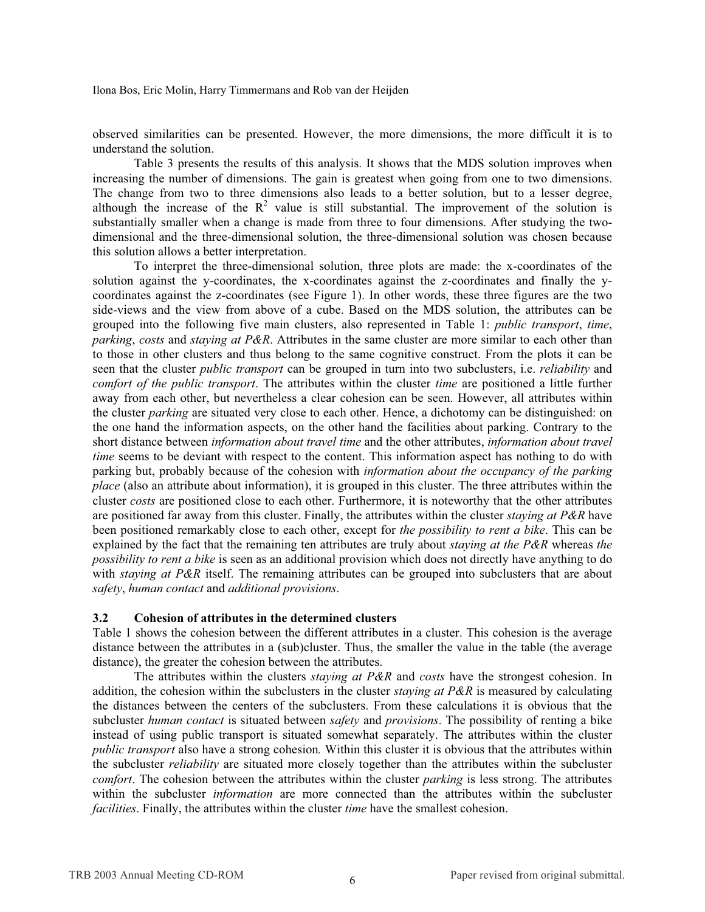observed similarities can be presented. However, the more dimensions, the more difficult it is to understand the solution.

Table 3 presents the results of this analysis. It shows that the MDS solution improves when increasing the number of dimensions. The gain is greatest when going from one to two dimensions. The change from two to three dimensions also leads to a better solution, but to a lesser degree, although the increase of the $R^2$ value is still substantial. The improvement of the solution is substantially smaller when a change is made from three to four dimensions. After studying the two-dimensional and the three-dimensional solution, the three-dimensional solution was chosen because this solution allows a better interpretation.

To interpret the three-dimensional solution, three plots are made: the x-coordinates of the solution against the y-coordinates, the x-coordinates against the z-coordinates and finally the y-coordinates against the z-coordinates (see Figure 1). In other words, these three figures are the two side-views and the view from above of a cube. Based on the MDS solution, the attributes can be grouped into the following five main clusters, also represented in Table 1: *public transport*, *time*, *parking*, *costs* and *staying at P&R*. Attributes in the same cluster are more similar to each other than to those in other clusters and thus belong to the same cognitive construct. From the plots it can be seen that the cluster *public transport* can be grouped in turn into two subclusters, i.e. *reliability* and *comfort of the public transport*. The attributes within the cluster *time* are positioned a little further away from each other, but nevertheless a clear cohesion can be seen. However, all attributes within the cluster *parking* are situated very close to each other. Hence, a dichotomy can be distinguished: on the one hand the information aspects, on the other hand the facilities about parking. Contrary to the short distance between *information about travel time* and the other attributes, *information about travel time* seems to be deviant with respect to the content. This information aspect has nothing to do with parking but, probably because of the cohesion with *information about the occupancy of the parking place* (also an attribute about information), it is grouped in this cluster. The three attributes within the cluster *costs* are positioned close to each other. Furthermore, it is noteworthy that the other attributes are positioned far away from this cluster. Finally, the attributes within the cluster *staying at P&R* have been positioned remarkably close to each other, except for *the possibility to rent a bike*. This can be explained by the fact that the remaining ten attributes are truly about *staying at the P&R* whereas *the possibility to rent a bike* is seen as an additional provision which does not directly have anything to do with *staying at P&R* itself. The remaining attributes can be grouped into subclusters that are about *safety*, *human contact* and *additional provisions*.

### 3.2 Cohesion of attributes in the determined clusters

Table 1 shows the cohesion between the different attributes in a cluster. This cohesion is the average distance between the attributes in a (sub)cluster. Thus, the smaller the value in the table (the average distance), the greater the cohesion between the attributes.

The attributes within the clusters *staying at P&R* and *costs* have the strongest cohesion. In addition, the cohesion within the subclusters in the cluster *staying at P&R* is measured by calculating the distances between the centers of the subclusters. From these calculations it is obvious that the subcluster *human contact* is situated between *safety* and *provisions*. The possibility of renting a bike instead of using public transport is situated somewhat separately. The attributes within the cluster *public transport* also have a strong cohesion. Within this cluster it is obvious that the attributes within the subcluster *reliability* are situated more closely together than the attributes within the subcluster *comfort*. The cohesion between the attributes within the cluster *parking* is less strong. The attributes within the subcluster *information* are more connected than the attributes within the subcluster *facilities*. Finally, the attributes within the cluster *time* have the smallest cohesion.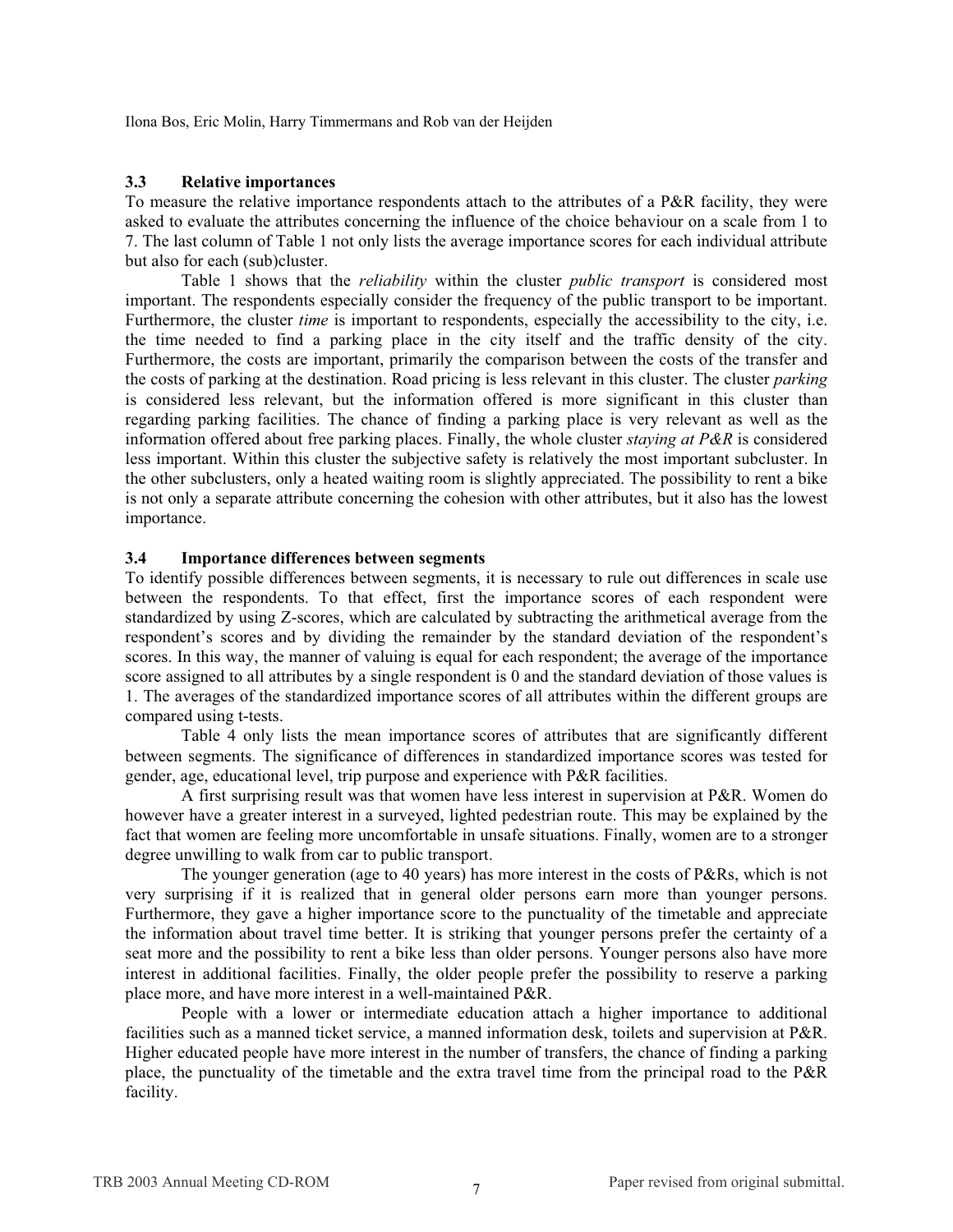### 3.3 Relative importances

To measure the relative importance respondents attach to the attributes of a P&R facility, they were asked to evaluate the attributes concerning the influence of the choice behaviour on a scale from 1 to 7. The last column of Table 1 not only lists the average importance scores for each individual attribute but also for each (sub)cluster.

Table 1 shows that the *reliability* within the cluster *public transport* is considered most important. The respondents especially consider the frequency of the public transport to be important. Furthermore, the cluster *time* is important to respondents, especially the accessibility to the city, i.e. the time needed to find a parking place in the city itself and the traffic density of the city. Furthermore, the costs are important, primarily the comparison between the costs of the transfer and the costs of parking at the destination. Road pricing is less relevant in this cluster. The cluster *parking* is considered less relevant, but the information offered is more significant in this cluster than regarding parking facilities. The chance of finding a parking place is very relevant as well as the information offered about free parking places. Finally, the whole cluster *staying at P&R* is considered less important. Within this cluster the subjective safety is relatively the most important subcluster. In the other subclusters, only a heated waiting room is slightly appreciated. The possibility to rent a bike is not only a separate attribute concerning the cohesion with other attributes, but it also has the lowest importance.

### 3.4 Importance differences between segments

To identify possible differences between segments, it is necessary to rule out differences in scale use between the respondents. To that effect, first the importance scores of each respondent were standardized by using Z-scores, which are calculated by subtracting the arithmetical average from the respondent's scores and by dividing the remainder by the standard deviation of the respondent's scores. In this way, the manner of valuing is equal for each respondent; the average of the importance score assigned to all attributes by a single respondent is 0 and the standard deviation of those values is 1. The averages of the standardized importance scores of all attributes within the different groups are compared using t-tests.

Table 4 only lists the mean importance scores of attributes that are significantly different between segments. The significance of differences in standardized importance scores was tested for gender, age, educational level, trip purpose and experience with P&R facilities.

A first surprising result was that women have less interest in supervision at P&R. Women do however have a greater interest in a surveyed, lighted pedestrian route. This may be explained by the fact that women are feeling more uncomfortable in unsafe situations. Finally, women are to a stronger degree unwilling to walk from car to public transport.

The younger generation (age to 40 years) has more interest in the costs of P&Rs, which is not very surprising if it is realized that in general older persons earn more than younger persons. Furthermore, they gave a higher importance score to the punctuality of the timetable and appreciate the information about travel time better. It is striking that younger persons prefer the certainty of a seat more and the possibility to rent a bike less than older persons. Younger persons also have more interest in additional facilities. Finally, the older people prefer the possibility to reserve a parking place more, and have more interest in a well-maintained P&R.

People with a lower or intermediate education attach a higher importance to additional facilities such as a manned ticket service, a manned information desk, toilets and supervision at P&R. Higher educated people have more interest in the number of transfers, the chance of finding a parking place, the punctuality of the timetable and the extra travel time from the principal road to the P&R facility.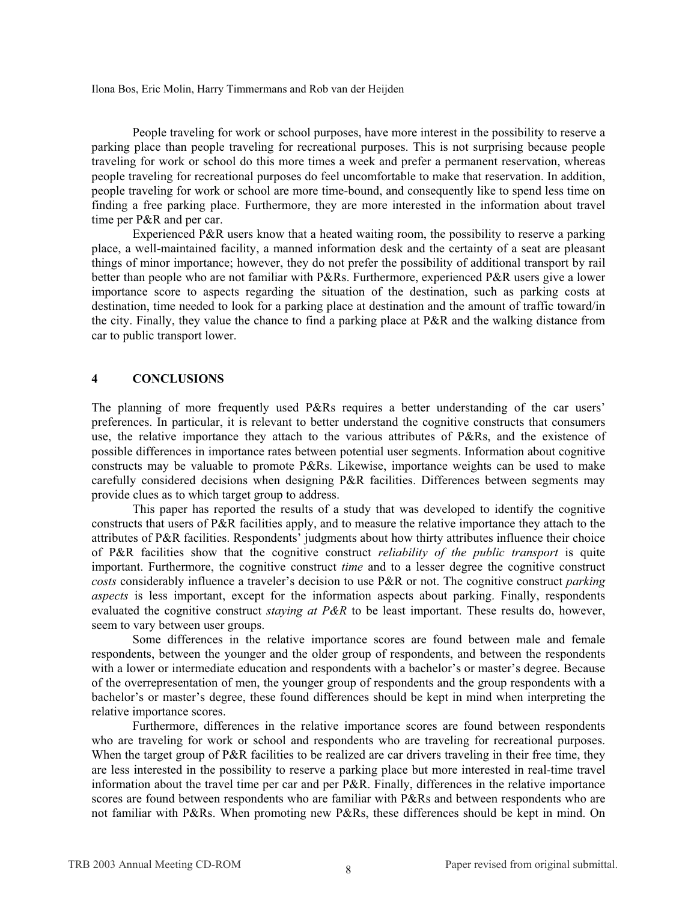People traveling for work or school purposes, have more interest in the possibility to reserve a parking place than people traveling for recreational purposes. This is not surprising because people traveling for work or school do this more times a week and prefer a permanent reservation, whereas people traveling for recreational purposes do feel uncomfortable to make that reservation. In addition, people traveling for work or school are more time-bound, and consequently like to spend less time on finding a free parking place. Furthermore, they are more interested in the information about travel time per P&R and per car.

Experienced P&R users know that a heated waiting room, the possibility to reserve a parking place, a well-maintained facility, a manned information desk and the certainty of a seat are pleasant things of minor importance; however, they do not prefer the possibility of additional transport by rail better than people who are not familiar with P&Rs. Furthermore, experienced P&R users give a lower importance score to aspects regarding the situation of the destination, such as parking costs at destination, time needed to look for a parking place at destination and the amount of traffic toward/in the city. Finally, they value the chance to find a parking place at P&R and the walking distance from car to public transport lower.

## 4 CONCLUSIONS

The planning of more frequently used P&Rs requires a better understanding of the car users' preferences. In particular, it is relevant to better understand the cognitive constructs that consumers use, the relative importance they attach to the various attributes of P&Rs, and the existence of possible differences in importance rates between potential user segments. Information about cognitive constructs may be valuable to promote P&Rs. Likewise, importance weights can be used to make carefully considered decisions when designing P&R facilities. Differences between segments may provide clues as to which target group to address.

This paper has reported the results of a study that was developed to identify the cognitive constructs that users of P&R facilities apply, and to measure the relative importance they attach to the attributes of P&R facilities. Respondents' judgments about how thirty attributes influence their choice of P&R facilities show that the cognitive construct *reliability of the public transport* is quite important. Furthermore, the cognitive construct *time* and to a lesser degree the cognitive construct *costs* considerably influence a traveler's decision to use P&R or not. The cognitive construct *parking aspects* is less important, except for the information aspects about parking. Finally, respondents evaluated the cognitive construct *staying at P&R* to be least important. These results do, however, seem to vary between user groups.

Some differences in the relative importance scores are found between male and female respondents, between the younger and the older group of respondents, and between the respondents with a lower or intermediate education and respondents with a bachelor's or master's degree. Because of the overrepresentation of men, the younger group of respondents and the group respondents with a bachelor's or master's degree, these found differences should be kept in mind when interpreting the relative importance scores.

Furthermore, differences in the relative importance scores are found between respondents who are traveling for work or school and respondents who are traveling for recreational purposes. When the target group of P&R facilities to be realized are car drivers traveling in their free time, they are less interested in the possibility to reserve a parking place but more interested in real-time travel information about the travel time per car and per P&R. Finally, differences in the relative importance scores are found between respondents who are familiar with P&Rs and between respondents who are not familiar with P&Rs. When promoting new P&Rs, these differences should be kept in mind. On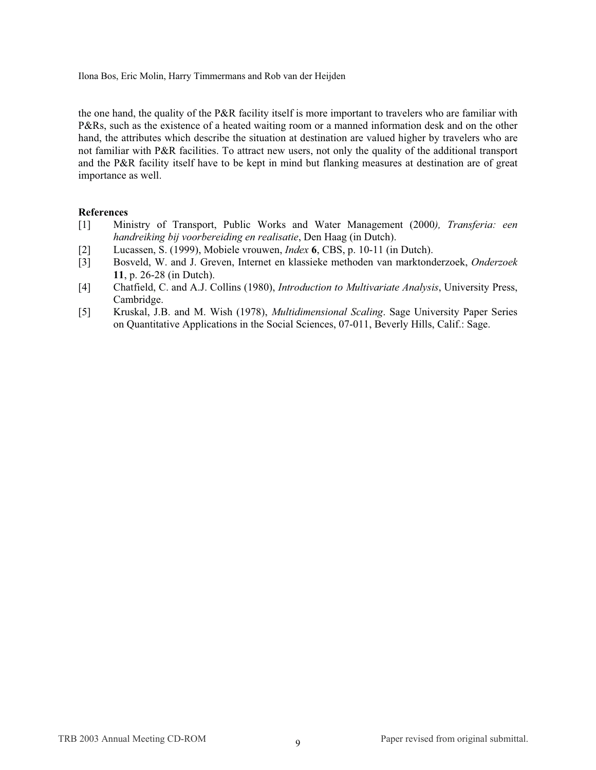the one hand, the quality of the P&R facility itself is more important to travelers who are familiar with P&Rs, such as the existence of a heated waiting room or a manned information desk and on the other hand, the attributes which describe the situation at destination are valued higher by travelers who are not familiar with P&R facilities. To attract new users, not only the quality of the additional transport and the P&R facility itself have to be kept in mind but flanking measures at destination are of great importance as well.

**References**

[1] Ministry of Transport, Public Works and Water Management (2000*), Transferia: een handreiking bij voorbereiding en realisatie*, Den Haag (in Dutch).

[2] Lucassen, S. (1999), Mobiele vrouwen, *Index* **6**, CBS, p. 10-11 (in Dutch).

[3] Bosveld, W. and J. Greven, Internet en klassieke methoden van marktonderzoek, *Onderzoek* **11**, p. 26-28 (in Dutch).

[4] Chatfield, C. and A.J. Collins (1980), *Introduction to Multivariate Analysis*, University Press, Cambridge.

[5] Kruskal, J.B. and M. Wish (1978), *Multidimensional Scaling*. Sage University Paper Series on Quantitative Applications in the Social Sciences, 07-011, Beverly Hills, Calif.: Sage.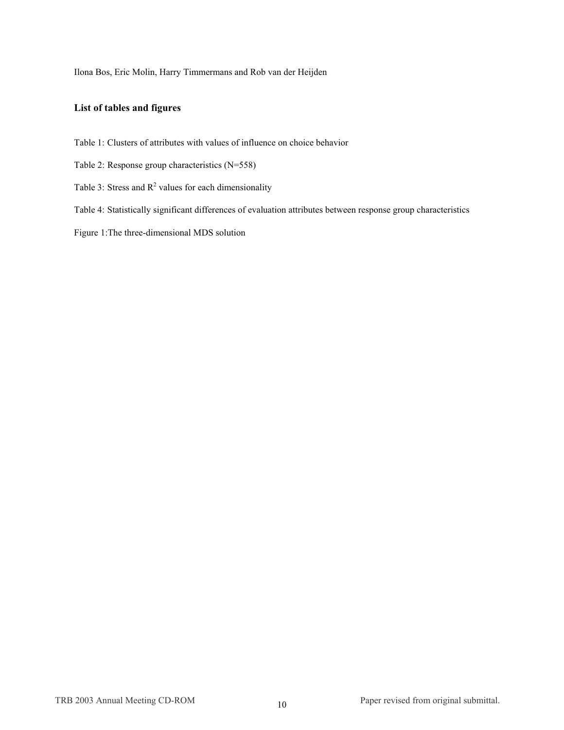Ilona Bos, Eric Molin, Harry Timmermans and Rob van der Heijden

## List of tables and figures

Table 1: Clusters of attributes with values of influence on choice behavior

Table 2: Response group characteristics (N=558)

Table 3: Stress and $R^2$ values for each dimensionality

Table 4: Statistically significant differences of evaluation attributes between response group characteristics

Figure 1:The three-dimensional MDS solution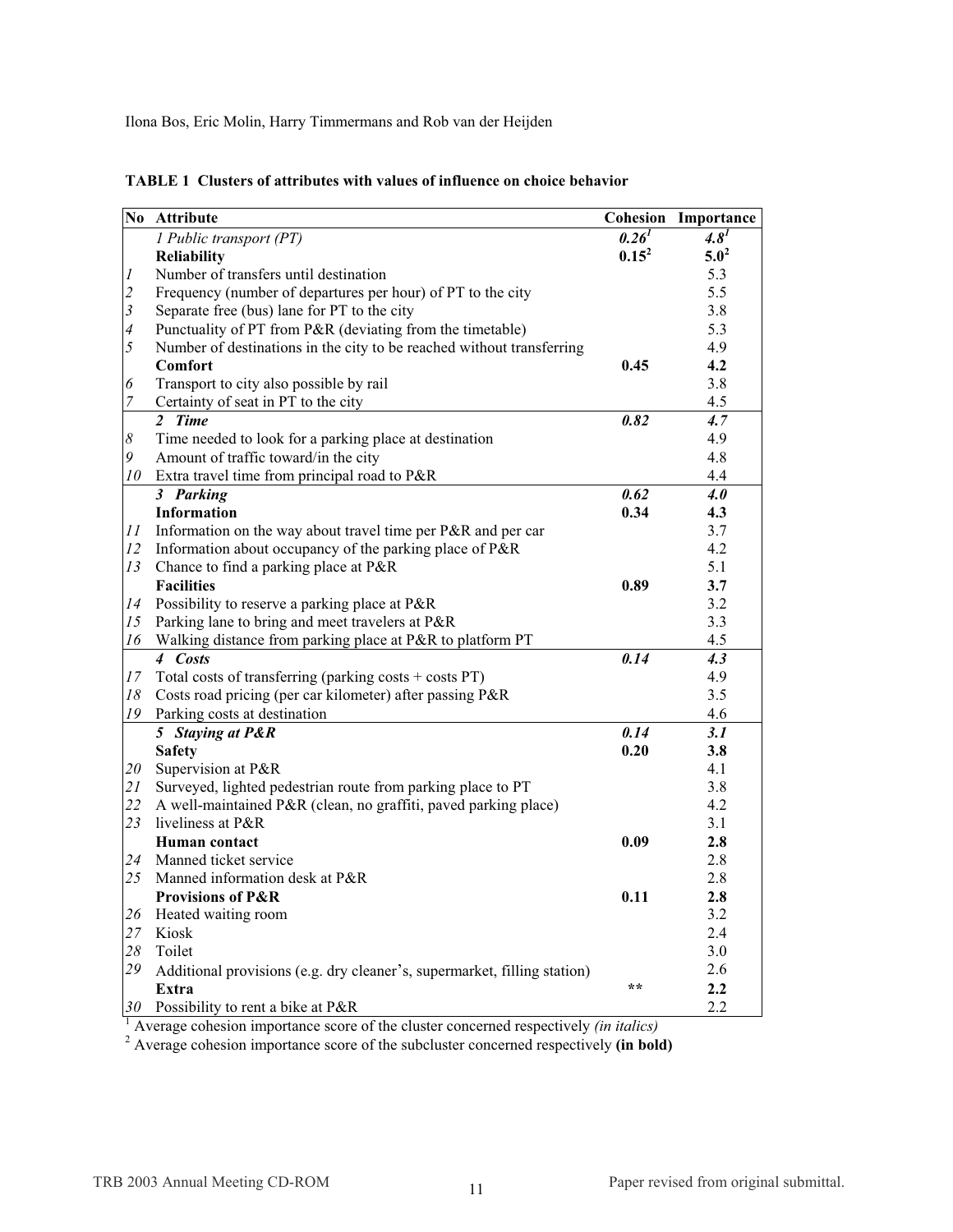**TABLE 1 Clusters of attributes with values of influence on choice behavior**

| No | Attribute | Cohesion | Importance |
|---|---|---|---|
| | *1 Public transport (PT)* | *0.26*[1] | *4.8*[1] |
| | **Reliability** | **0.15**[2] | **5.0**[2] |
| *1* | Number of transfers until destination | | 5.3 |
| *2* | Frequency (number of departures per hour) of PT to the city | | 5.5 |
| *3* | Separate free (bus) lane for PT to the city | | 3.8 |
| *4* | Punctuality of PT from P&R (deviating from the timetable) | | 5.3 |
| *5* | Number of destinations in the city to be reached without transferring | | 4.9 |
| | **Comfort** | **0.45** | **4.2** |
| *6* | Transport to city also possible by rail | | 3.8 |
| *7* | Certainty of seat in PT to the city | | 4.5 |
| | ***2 Time*** | ***0.82*** | ***4.7*** |
| *8* | Time needed to look for a parking place at destination | | 4.9 |
| *9* | Amount of traffic toward/in the city | | 4.8 |
| *10* | Extra travel time from principal road to P&R | | 4.4 |
| | ***3 Parking*** | ***0.62*** | ***4.0*** |
| | **Information** | **0.34** | **4.3** |
| *11* | Information on the way about travel time per P&R and per car | | 3.7 |
| *12* | Information about occupancy of the parking place of P&R | | 4.2 |
| *13* | Chance to find a parking place at P&R | | 5.1 |
| | **Facilities** | **0.89** | **3.7** |
| *14* | Possibility to reserve a parking place at P&R | | 3.2 |
| *15* | Parking lane to bring and meet travelers at P&R | | 3.3 |
| *16* | Walking distance from parking place at P&R to platform PT | | 4.5 |
| | ***4 Costs*** | ***0.14*** | ***4.3*** |
| *17* | Total costs of transferring (parking costs + costs PT) | | 4.9 |
| *18* | Costs road pricing (per car kilometer) after passing P&R | | 3.5 |
| *19* | Parking costs at destination | | 4.6 |
| | ***5 Staying at P&R*** | ***0.14*** | ***3.1*** |
| | **Safety** | **0.20** | **3.8** |
| *20* | Supervision at P&R | | 4.1 |
| *21* | Surveyed, lighted pedestrian route from parking place to PT | | 3.8 |
| *22* | A well-maintained P&R (clean, no graffiti, paved parking place) | | 4.2 |
| *23* | liveliness at P&R | | 3.1 |
| | **Human contact** | **0.09** | **2.8** |
| *24* | Manned ticket service | | 2.8 |
| *25* | Manned information desk at P&R | | 2.8 |
| | **Provisions of P&R** | **0.11** | **2.8** |
| *26* | Heated waiting room | | 3.2 |
| *27* | Kiosk | | 2.4 |
| *28* | Toilet | | 3.0 |
| *29* | Additional provisions (e.g. dry cleaner's, supermarket, filling station) | | 2.6 |
| | **Extra** | ** | **2.2** |
| *30* | Possibility to rent a bike at P&R | | 2.2 |

[1] Average cohesion importance score of the cluster concerned respectively *(in italics)*

[2] Average cohesion importance score of the subcluster concerned respectively **(in bold)**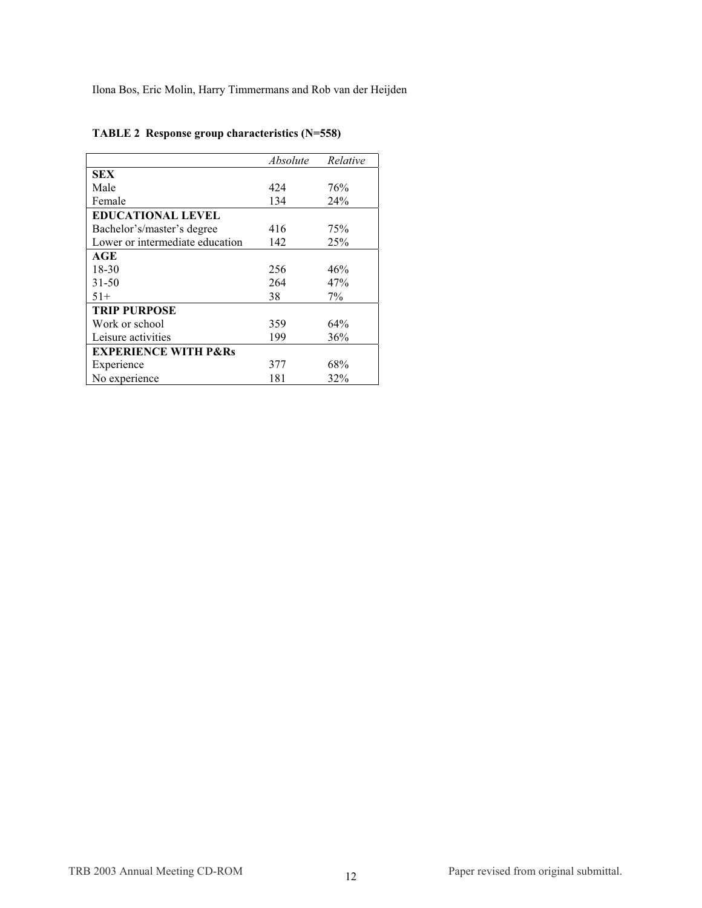**TABLE 2 Response group characteristics (N=558)**

| | *Absolute* | *Relative* |
|---|---|---|
| **SEX** | | |
| Male | 424 | 76% |
| Female | 134 | 24% |
| **EDUCATIONAL LEVEL** | | |
| Bachelor's/master's degree | 416 | 75% |
| Lower or intermediate education | 142 | 25% |
| **AGE** | | |
| 18-30 | 256 | 46% |
| 31-50 | 264 | 47% |
| 51+ | 38 | 7% |
| **TRIP PURPOSE** | | |
| Work or school | 359 | 64% |
| Leisure activities | 199 | 36% |
| **EXPERIENCE WITH P&Rs** | | |
| Experience | 377 | 68% |
| No experience | 181 | 32% |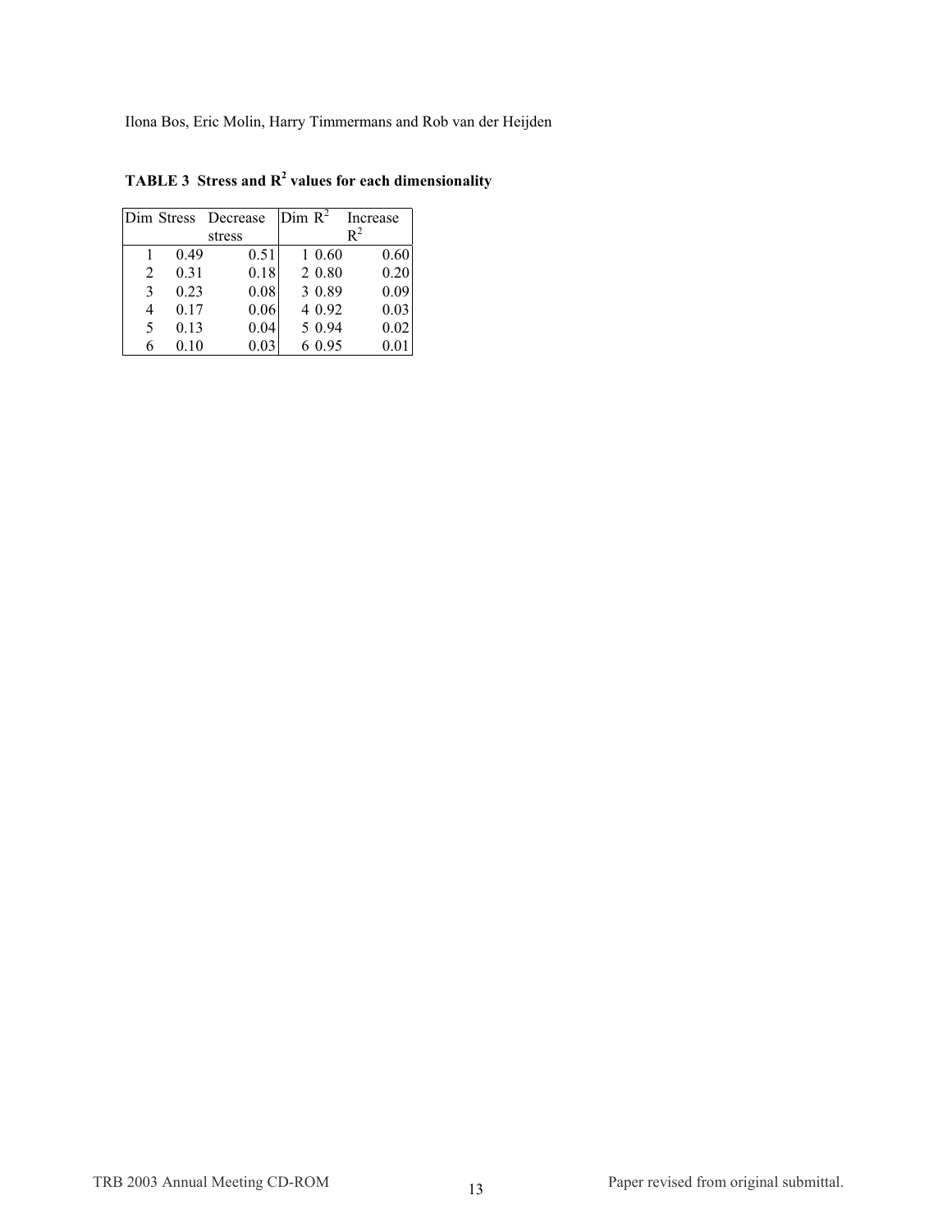**TABLE 3 Stress and $R^2$ values for each dimensionality**

| Dim | Stress | Decrease stress | Dim | $R^2$ | Increase $R^2$ |
|---|---|---|---|---|---|
| 1 | 0.49 | 0.51 | 1 | 0.60 | 0.60 |
| 2 | 0.31 | 0.18 | 2 | 0.80 | 0.20 |
| 3 | 0.23 | 0.08 | 3 | 0.89 | 0.09 |
| 4 | 0.17 | 0.06 | 4 | 0.92 | 0.03 |
| 5 | 0.13 | 0.04 | 5 | 0.94 | 0.02 |
| 6 | 0.10 | 0.03 | 6 | 0.95 | 0.01 |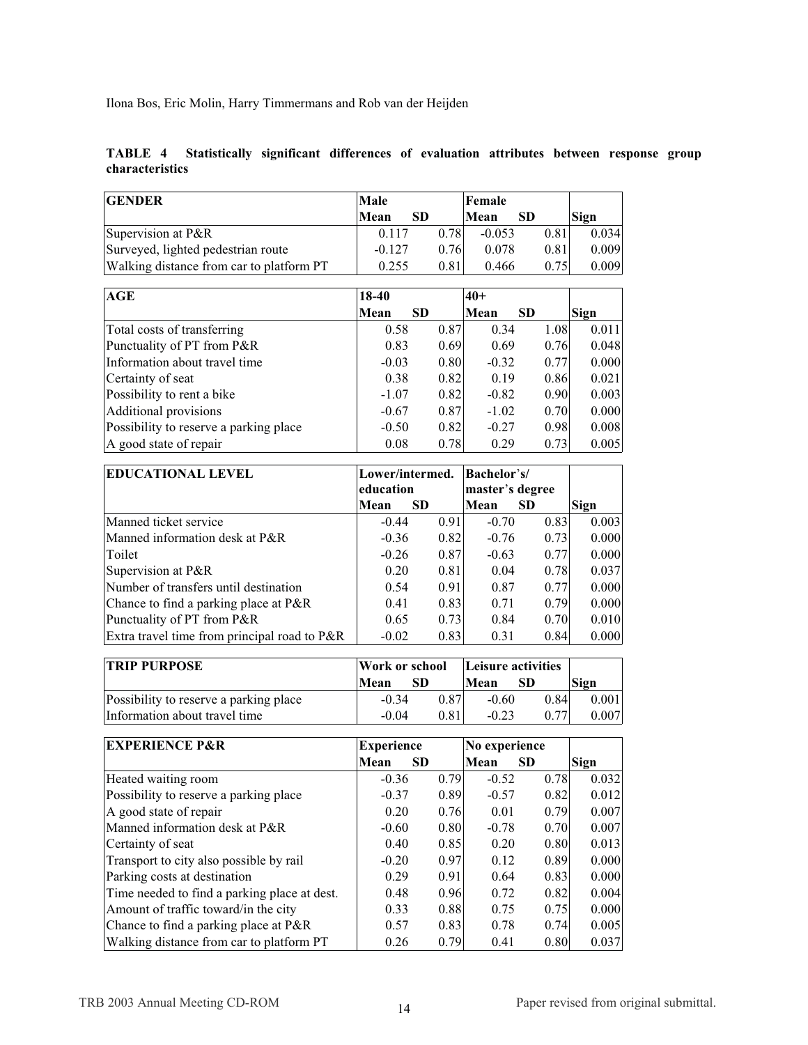**TABLE 4 Statistically significant differences of evaluation attributes between response group characteristics**

| GENDER | Male | | Female | | |
|---|---|---|---|---|---|
| | Mean | SD | Mean | SD | Sign |
| Supervision at P&R | 0.117 | 0.78 | -0.053 | 0.81 | 0.034 |
| Surveyed, lighted pedestrian route | -0.127 | 0.76 | 0.078 | 0.81 | 0.009 |
| Walking distance from car to platform PT | 0.255 | 0.81 | 0.466 | 0.75 | 0.009 |

| AGE | 18-40 | | 40+ | | |
|---|---|---|---|---|---|
| | Mean | SD | Mean | SD | Sign |
| Total costs of transferring | 0.58 | 0.87 | 0.34 | 1.08 | 0.011 |
| Punctuality of PT from P&R | 0.83 | 0.69 | 0.69 | 0.76 | 0.048 |
| Information about travel time | -0.03 | 0.80 | -0.32 | 0.77 | 0.000 |
| Certainty of seat | 0.38 | 0.82 | 0.19 | 0.86 | 0.021 |
| Possibility to rent a bike | -1.07 | 0.82 | -0.82 | 0.90 | 0.003 |
| Additional provisions | -0.67 | 0.87 | -1.02 | 0.70 | 0.000 |
| Possibility to reserve a parking place | -0.50 | 0.82 | -0.27 | 0.98 | 0.008 |
| A good state of repair | 0.08 | 0.78 | 0.29 | 0.73 | 0.005 |

| EDUCATIONAL LEVEL | Lower/intermed. education | | Bachelor's/ master's degree | | |
|---|---|---|---|---|---|
| | Mean | SD | Mean | SD | Sign |
| Manned ticket service | -0.44 | 0.91 | -0.70 | 0.83 | 0.003 |
| Manned information desk at P&R | -0.36 | 0.82 | -0.76 | 0.73 | 0.000 |
| Toilet | -0.26 | 0.87 | -0.63 | 0.77 | 0.000 |
| Supervision at P&R | 0.20 | 0.81 | 0.04 | 0.78 | 0.037 |
| Number of transfers until destination | 0.54 | 0.91 | 0.87 | 0.77 | 0.000 |
| Chance to find a parking place at P&R | 0.41 | 0.83 | 0.71 | 0.79 | 0.000 |
| Punctuality of PT from P&R | 0.65 | 0.73 | 0.84 | 0.70 | 0.010 |
| Extra travel time from principal road to P&R | -0.02 | 0.83 | 0.31 | 0.84 | 0.000 |

| TRIP PURPOSE | Work or school | | Leisure activities | | |
|---|---|---|---|---|---|
| | Mean | SD | Mean | SD | Sign |
| Possibility to reserve a parking place | -0.34 | 0.87 | -0.60 | 0.84 | 0.001 |
| Information about travel time | -0.04 | 0.81 | -0.23 | 0.77 | 0.007 |

| EXPERIENCE P&R | Experience | | No experience | | |
|---|---|---|---|---|---|
| | Mean | SD | Mean | SD | Sign |
| Heated waiting room | -0.36 | 0.79 | -0.52 | 0.78 | 0.032 |
| Possibility to reserve a parking place | -0.37 | 0.89 | -0.57 | 0.82 | 0.012 |
| A good state of repair | 0.20 | 0.76 | 0.01 | 0.79 | 0.007 |
| Manned information desk at P&R | -0.60 | 0.80 | -0.78 | 0.70 | 0.007 |
| Certainty of seat | 0.40 | 0.85 | 0.20 | 0.80 | 0.013 |
| Transport to city also possible by rail | -0.20 | 0.97 | 0.12 | 0.89 | 0.000 |
| Parking costs at destination | 0.29 | 0.91 | 0.64 | 0.83 | 0.000 |
| Time needed to find a parking place at dest. | 0.48 | 0.96 | 0.72 | 0.82 | 0.004 |
| Amount of traffic toward/in the city | 0.33 | 0.88 | 0.75 | 0.75 | 0.000 |
| Chance to find a parking place at P&R | 0.57 | 0.83 | 0.78 | 0.74 | 0.005 |
| Walking distance from car to platform PT | 0.26 | 0.79 | 0.41 | 0.80 | 0.037 |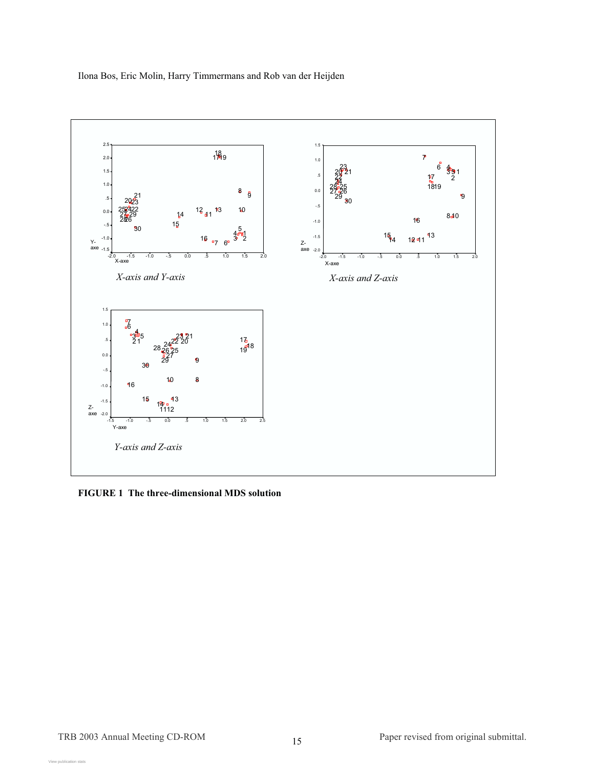2.5
2.0
1.5
1.0
.5
0.0
-.5
-1.0
-1.5
Y-axe
-2.0 -1.5 -1.0 -.5 0.0 .5 1.0 1.5 2.0
X-axe

18
17 19
8
9
21
20 23
25 24 22
27 29
28 26
14
12 11
13
10
15
30
5
4 1
3 2
16
7
6

*X-axis and Y-axis*

1.5
1.0
.5
0.0
-.5
-1.0
-1.5
Z-axe -2.0
-2.0 -1.5 -1.0 -.5 0.0 .5 1.0 1.5 2.0
X-axe

7
6
4
5 3 1
2
23
20 21
22
24
28 25
27 26
29
30
17
18 19
9
8 10
16
15
14
12 11
13

*X-axis and Z-axis*

1.5
1.0
.5
0.0
-.5
-1.0
-1.5
Z-axe -2.0
-1.5 -1.0 -.5 0.0 .5 1.0 1.5 2.0 2.5
Y-axe

7
6
4
3 5
2 1
23 21
22 20
24
28 26 25
27
29
17
18
19
9
30
10
8
16
15
13
14
11 12

*Y-axis and Z-axis*

**FIGURE 1 The three-dimensional MDS solution**